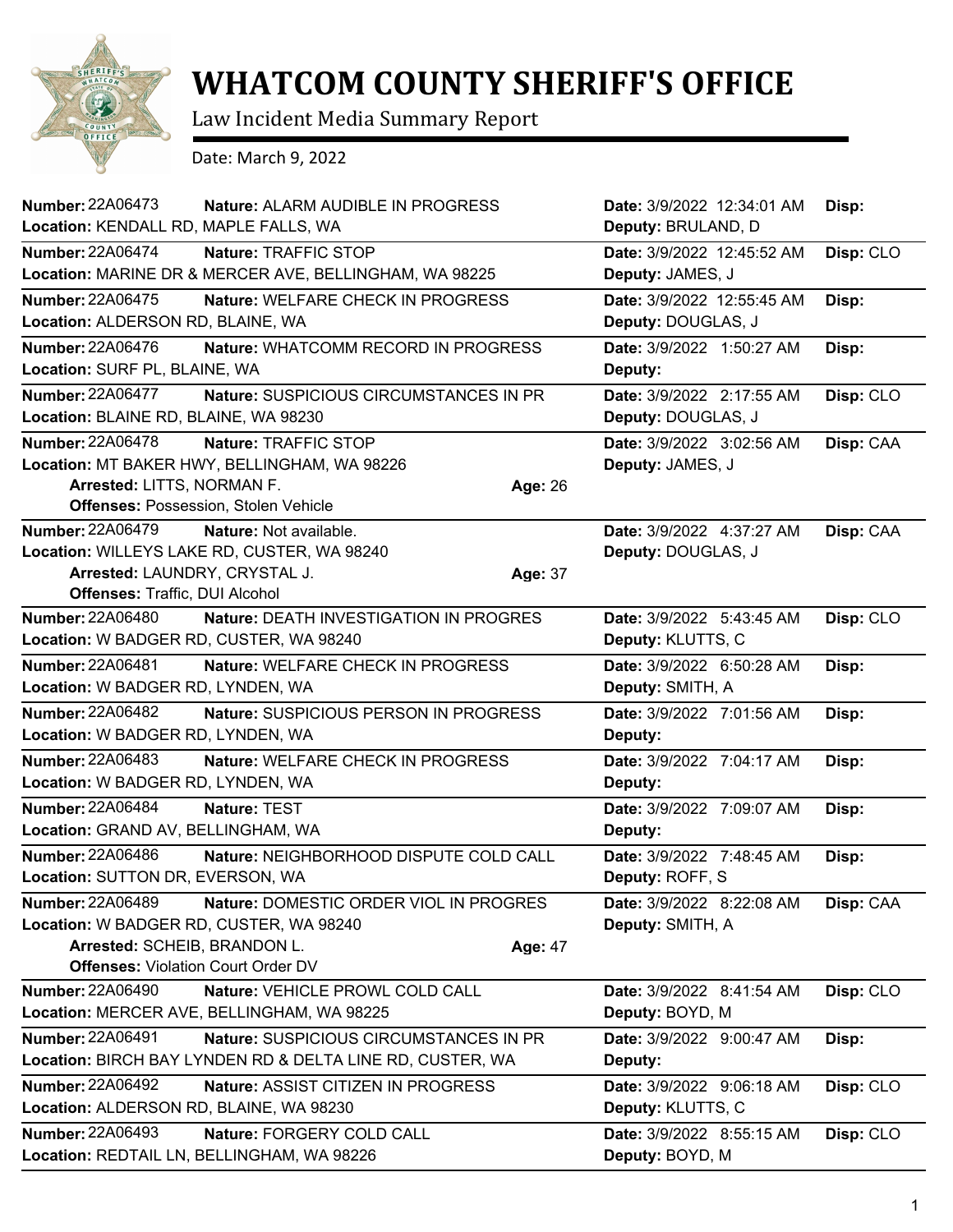# WHATCOM COUNTY SHERIFF'S OFFICE

Law Incident Media Summary Report

Date: March 9, 2022

**Number:** 22A06473 **Nature:** ALARM AUDIBLE IN PROGRESS **Date:** 3/9/2022 12:34:01 AM **Disp:**
**Location:** KENDALL RD, MAPLE FALLS, WA **Deputy:** BRULAND, D

---

**Number:** 22A06474 **Nature:** TRAFFIC STOP **Date:** 3/9/2022 12:45:52 AM **Disp:** CLO
**Location:** MARINE DR & MERCER AVE, BELLINGHAM, WA 98225 **Deputy:** JAMES, J

---

**Number:** 22A06475 **Nature:** WELFARE CHECK IN PROGRESS **Date:** 3/9/2022 12:55:45 AM **Disp:**
**Location:** ALDERSON RD, BLAINE, WA **Deputy:** DOUGLAS, J

---

**Number:** 22A06476 **Nature:** WHATCOMM RECORD IN PROGRESS **Date:** 3/9/2022 1:50:27 AM **Disp:**
**Location:** SURF PL, BLAINE, WA **Deputy:**

---

**Number:** 22A06477 **Nature:** SUSPICIOUS CIRCUMSTANCES IN PR **Date:** 3/9/2022 2:17:55 AM **Disp:** CLO
**Location:** BLAINE RD, BLAINE, WA 98230 **Deputy:** DOUGLAS, J

---

**Number:** 22A06478 **Nature:** TRAFFIC STOP **Date:** 3/9/2022 3:02:56 AM **Disp:** CAA
**Location:** MT BAKER HWY, BELLINGHAM, WA 98226 **Deputy:** JAMES, J
**Arrested:** LITTS, NORMAN F. **Age:** 26
**Offenses:** Possession, Stolen Vehicle

---

**Number:** 22A06479 **Nature:** Not available. **Date:** 3/9/2022 4:37:27 AM **Disp:** CAA
**Location:** WILLEYS LAKE RD, CUSTER, WA 98240 **Deputy:** DOUGLAS, J
**Arrested:** LAUNDRY, CRYSTAL J. **Age:** 37
**Offenses:** Traffic, DUI Alcohol

---

**Number:** 22A06480 **Nature:** DEATH INVESTIGATION IN PROGRES **Date:** 3/9/2022 5:43:45 AM **Disp:** CLO
**Location:** W BADGER RD, CUSTER, WA 98240 **Deputy:** KLUTTS, C

---

**Number:** 22A06481 **Nature:** WELFARE CHECK IN PROGRESS **Date:** 3/9/2022 6:50:28 AM **Disp:**
**Location:** W BADGER RD, LYNDEN, WA **Deputy:** SMITH, A

---

**Number:** 22A06482 **Nature:** SUSPICIOUS PERSON IN PROGRESS **Date:** 3/9/2022 7:01:56 AM **Disp:**
**Location:** W BADGER RD, LYNDEN, WA **Deputy:**

---

**Number:** 22A06483 **Nature:** WELFARE CHECK IN PROGRESS **Date:** 3/9/2022 7:04:17 AM **Disp:**
**Location:** W BADGER RD, LYNDEN, WA **Deputy:**

---

**Number:** 22A06484 **Nature:** TEST **Date:** 3/9/2022 7:09:07 AM **Disp:**
**Location:** GRAND AV, BELLINGHAM, WA **Deputy:**

---

**Number:** 22A06486 **Nature:** NEIGHBORHOOD DISPUTE COLD CALL **Date:** 3/9/2022 7:48:45 AM **Disp:**
**Location:** SUTTON DR, EVERSON, WA **Deputy:** ROFF, S

---

**Number:** 22A06489 **Nature:** DOMESTIC ORDER VIOL IN PROGRES **Date:** 3/9/2022 8:22:08 AM **Disp:** CAA
**Location:** W BADGER RD, CUSTER, WA 98240 **Deputy:** SMITH, A
**Arrested:** SCHEIB, BRANDON L. **Age:** 47
**Offenses:** Violation Court Order DV

---

**Number:** 22A06490 **Nature:** VEHICLE PROWL COLD CALL **Date:** 3/9/2022 8:41:54 AM **Disp:** CLO
**Location:** MERCER AVE, BELLINGHAM, WA 98225 **Deputy:** BOYD, M

---

**Number:** 22A06491 **Nature:** SUSPICIOUS CIRCUMSTANCES IN PR **Date:** 3/9/2022 9:00:47 AM **Disp:**
**Location:** BIRCH BAY LYNDEN RD & DELTA LINE RD, CUSTER, WA **Deputy:**

---

**Number:** 22A06492 **Nature:** ASSIST CITIZEN IN PROGRESS **Date:** 3/9/2022 9:06:18 AM **Disp:** CLO
**Location:** ALDERSON RD, BLAINE, WA 98230 **Deputy:** KLUTTS, C

---

**Number:** 22A06493 **Nature:** FORGERY COLD CALL **Date:** 3/9/2022 8:55:15 AM **Disp:** CLO
**Location:** REDTAIL LN, BELLINGHAM, WA 98226 **Deputy:** BOYD, M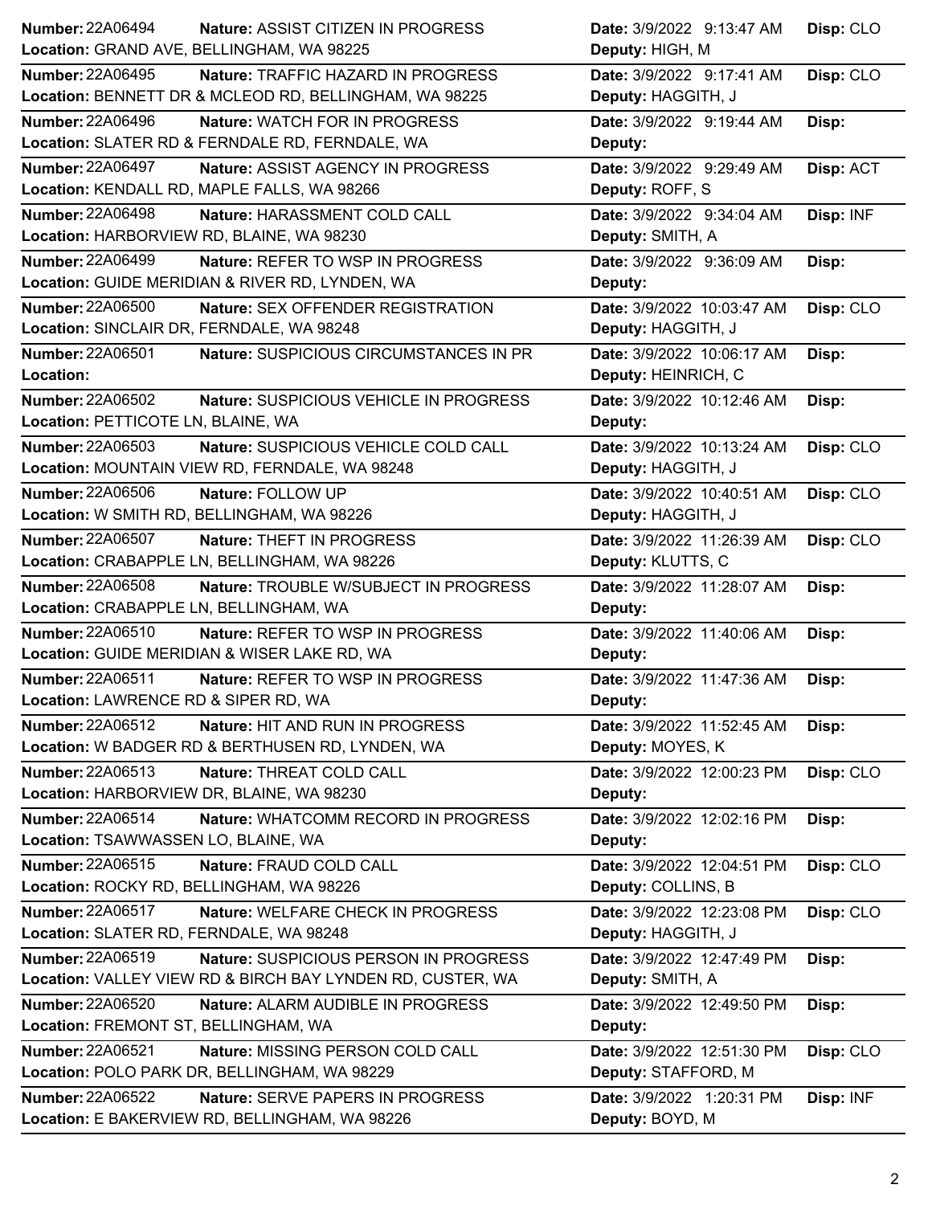| Number | Nature | Location | Date | Deputy | Disp |
| --- | --- | --- | --- | --- | --- |
| 22A06494 | ASSIST CITIZEN IN PROGRESS | GRAND AVE, BELLINGHAM, WA 98225 | 3/9/2022 9:13:47 AM | HIGH, M | CLO |
| 22A06495 | TRAFFIC HAZARD IN PROGRESS | BENNETT DR & MCLEOD RD, BELLINGHAM, WA 98225 | 3/9/2022 9:17:41 AM | HAGGITH, J | CLO |
| 22A06496 | WATCH FOR IN PROGRESS | SLATER RD & FERNDALE RD, FERNDALE, WA | 3/9/2022 9:19:44 AM | | |
| 22A06497 | ASSIST AGENCY IN PROGRESS | KENDALL RD, MAPLE FALLS, WA 98266 | 3/9/2022 9:29:49 AM | ROFF, S | ACT |
| 22A06498 | HARASSMENT COLD CALL | HARBORVIEW RD, BLAINE, WA 98230 | 3/9/2022 9:34:04 AM | SMITH, A | INF |
| 22A06499 | REFER TO WSP IN PROGRESS | GUIDE MERIDIAN & RIVER RD, LYNDEN, WA | 3/9/2022 9:36:09 AM | | |
| 22A06500 | SEX OFFENDER REGISTRATION | SINCLAIR DR, FERNDALE, WA 98248 | 3/9/2022 10:03:47 AM | HAGGITH, J | CLO |
| 22A06501 | SUSPICIOUS CIRCUMSTANCES IN PR | | 3/9/2022 10:06:17 AM | HEINRICH, C | |
| 22A06502 | SUSPICIOUS VEHICLE IN PROGRESS | PETTICOTE LN, BLAINE, WA | 3/9/2022 10:12:46 AM | | |
| 22A06503 | SUSPICIOUS VEHICLE COLD CALL | MOUNTAIN VIEW RD, FERNDALE, WA 98248 | 3/9/2022 10:13:24 AM | HAGGITH, J | CLO |
| 22A06506 | FOLLOW UP | W SMITH RD, BELLINGHAM, WA 98226 | 3/9/2022 10:40:51 AM | HAGGITH, J | CLO |
| 22A06507 | THEFT IN PROGRESS | CRABAPPLE LN, BELLINGHAM, WA 98226 | 3/9/2022 11:26:39 AM | KLUTTS, C | CLO |
| 22A06508 | TROUBLE W/SUBJECT IN PROGRESS | CRABAPPLE LN, BELLINGHAM, WA | 3/9/2022 11:28:07 AM | | |
| 22A06510 | REFER TO WSP IN PROGRESS | GUIDE MERIDIAN & WISER LAKE RD, WA | 3/9/2022 11:40:06 AM | | |
| 22A06511 | REFER TO WSP IN PROGRESS | LAWRENCE RD & SIPER RD, WA | 3/9/2022 11:47:36 AM | | |
| 22A06512 | HIT AND RUN IN PROGRESS | W BADGER RD & BERTHUSEN RD, LYNDEN, WA | 3/9/2022 11:52:45 AM | MOYES, K | |
| 22A06513 | THREAT COLD CALL | HARBORVIEW DR, BLAINE, WA 98230 | 3/9/2022 12:00:23 PM | | CLO |
| 22A06514 | WHATCOMM RECORD IN PROGRESS | TSAWWASSEN LO, BLAINE, WA | 3/9/2022 12:02:16 PM | | |
| 22A06515 | FRAUD COLD CALL | ROCKY RD, BELLINGHAM, WA 98226 | 3/9/2022 12:04:51 PM | COLLINS, B | CLO |
| 22A06517 | WELFARE CHECK IN PROGRESS | SLATER RD, FERNDALE, WA 98248 | 3/9/2022 12:23:08 PM | HAGGITH, J | CLO |
| 22A06519 | SUSPICIOUS PERSON IN PROGRESS | VALLEY VIEW RD & BIRCH BAY LYNDEN RD, CUSTER, WA | 3/9/2022 12:47:49 PM | SMITH, A | |
| 22A06520 | ALARM AUDIBLE IN PROGRESS | FREMONT ST, BELLINGHAM, WA | 3/9/2022 12:49:50 PM | | |
| 22A06521 | MISSING PERSON COLD CALL | POLO PARK DR, BELLINGHAM, WA 98229 | 3/9/2022 12:51:30 PM | STAFFORD, M | CLO |
| 22A06522 | SERVE PAPERS IN PROGRESS | E BAKERVIEW RD, BELLINGHAM, WA 98226 | 3/9/2022 1:20:31 PM | BOYD, M | INF |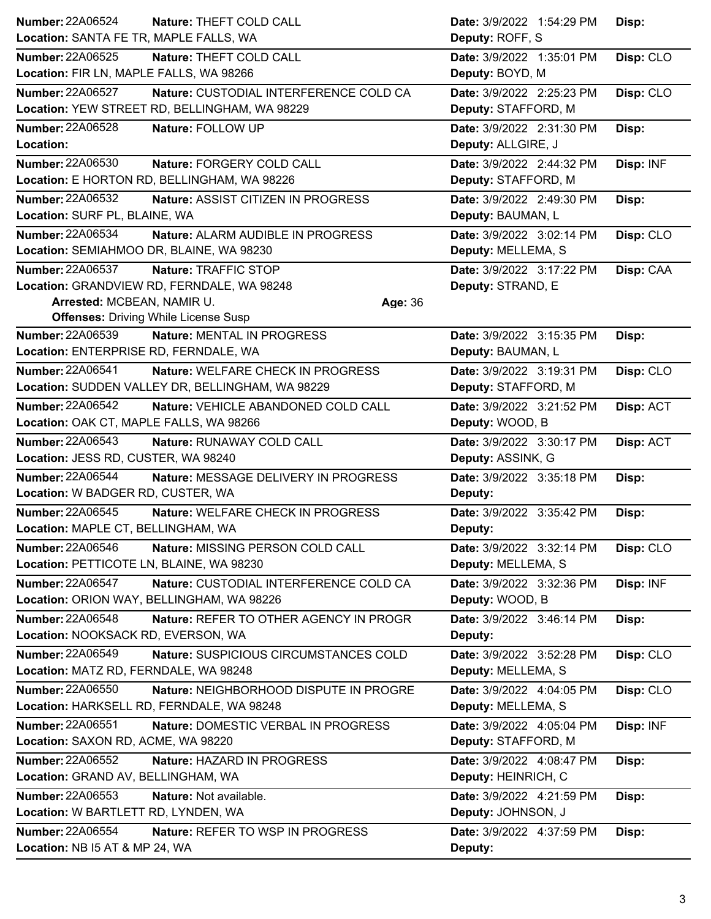**Number:** 22A06524 **Nature:** THEFT COLD CALL **Date:** 3/9/2022 1:54:29 PM **Disp:**
**Location:** SANTA FE TR, MAPLE FALLS, WA **Deputy:** ROFF, S

**Number:** 22A06525 **Nature:** THEFT COLD CALL **Date:** 3/9/2022 1:35:01 PM **Disp:** CLO
**Location:** FIR LN, MAPLE FALLS, WA 98266 **Deputy:** BOYD, M

**Number:** 22A06527 **Nature:** CUSTODIAL INTERFERENCE COLD CA **Date:** 3/9/2022 2:25:23 PM **Disp:** CLO
**Location:** YEW STREET RD, BELLINGHAM, WA 98229 **Deputy:** STAFFORD, M

**Number:** 22A06528 **Nature:** FOLLOW UP **Date:** 3/9/2022 2:31:30 PM **Disp:**
**Location:** **Deputy:** ALLGIRE, J

**Number:** 22A06530 **Nature:** FORGERY COLD CALL **Date:** 3/9/2022 2:44:32 PM **Disp:** INF
**Location:** E HORTON RD, BELLINGHAM, WA 98226 **Deputy:** STAFFORD, M

**Number:** 22A06532 **Nature:** ASSIST CITIZEN IN PROGRESS **Date:** 3/9/2022 2:49:30 PM **Disp:**
**Location:** SURF PL, BLAINE, WA **Deputy:** BAUMAN, L

**Number:** 22A06534 **Nature:** ALARM AUDIBLE IN PROGRESS **Date:** 3/9/2022 3:02:14 PM **Disp:** CLO
**Location:** SEMIAHMOO DR, BLAINE, WA 98230 **Deputy:** MELLEMA, S

**Number:** 22A06537 **Nature:** TRAFFIC STOP **Date:** 3/9/2022 3:17:22 PM **Disp:** CAA
**Location:** GRANDVIEW RD, FERNDALE, WA 98248 **Deputy:** STRAND, E
**Arrested:** MCBEAN, NAMIR U. **Age:** 36
**Offenses:** Driving While License Susp

**Number:** 22A06539 **Nature:** MENTAL IN PROGRESS **Date:** 3/9/2022 3:15:35 PM **Disp:**
**Location:** ENTERPRISE RD, FERNDALE, WA **Deputy:** BAUMAN, L

**Number:** 22A06541 **Nature:** WELFARE CHECK IN PROGRESS **Date:** 3/9/2022 3:19:31 PM **Disp:** CLO
**Location:** SUDDEN VALLEY DR, BELLINGHAM, WA 98229 **Deputy:** STAFFORD, M

**Number:** 22A06542 **Nature:** VEHICLE ABANDONED COLD CALL **Date:** 3/9/2022 3:21:52 PM **Disp:** ACT
**Location:** OAK CT, MAPLE FALLS, WA 98266 **Deputy:** WOOD, B

**Number:** 22A06543 **Nature:** RUNAWAY COLD CALL **Date:** 3/9/2022 3:30:17 PM **Disp:** ACT
**Location:** JESS RD, CUSTER, WA 98240 **Deputy:** ASSINK, G

**Number:** 22A06544 **Nature:** MESSAGE DELIVERY IN PROGRESS **Date:** 3/9/2022 3:35:18 PM **Disp:**
**Location:** W BADGER RD, CUSTER, WA **Deputy:**

**Number:** 22A06545 **Nature:** WELFARE CHECK IN PROGRESS **Date:** 3/9/2022 3:35:42 PM **Disp:**
**Location:** MAPLE CT, BELLINGHAM, WA **Deputy:**

**Number:** 22A06546 **Nature:** MISSING PERSON COLD CALL **Date:** 3/9/2022 3:32:14 PM **Disp:** CLO
**Location:** PETTICOTE LN, BLAINE, WA 98230 **Deputy:** MELLEMA, S

**Number:** 22A06547 **Nature:** CUSTODIAL INTERFERENCE COLD CA **Date:** 3/9/2022 3:32:36 PM **Disp:** INF
**Location:** ORION WAY, BELLINGHAM, WA 98226 **Deputy:** WOOD, B

**Number:** 22A06548 **Nature:** REFER TO OTHER AGENCY IN PROGR **Date:** 3/9/2022 3:46:14 PM **Disp:**
**Location:** NOOKSACK RD, EVERSON, WA **Deputy:**

**Number:** 22A06549 **Nature:** SUSPICIOUS CIRCUMSTANCES COLD **Date:** 3/9/2022 3:52:28 PM **Disp:** CLO
**Location:** MATZ RD, FERNDALE, WA 98248 **Deputy:** MELLEMA, S

**Number:** 22A06550 **Nature:** NEIGHBORHOOD DISPUTE IN PROGRE **Date:** 3/9/2022 4:04:05 PM **Disp:** CLO
**Location:** HARKSELL RD, FERNDALE, WA 98248 **Deputy:** MELLEMA, S

**Number:** 22A06551 **Nature:** DOMESTIC VERBAL IN PROGRESS **Date:** 3/9/2022 4:05:04 PM **Disp:** INF
**Location:** SAXON RD, ACME, WA 98220 **Deputy:** STAFFORD, M

**Number:** 22A06552 **Nature:** HAZARD IN PROGRESS **Date:** 3/9/2022 4:08:47 PM **Disp:**
**Location:** GRAND AV, BELLINGHAM, WA **Deputy:** HEINRICH, C

**Number:** 22A06553 **Nature:** Not available. **Date:** 3/9/2022 4:21:59 PM **Disp:**
**Location:** W BARTLETT RD, LYNDEN, WA **Deputy:** JOHNSON, J

**Number:** 22A06554 **Nature:** REFER TO WSP IN PROGRESS **Date:** 3/9/2022 4:37:59 PM **Disp:**
**Location:** NB I5 AT & MP 24, WA **Deputy:**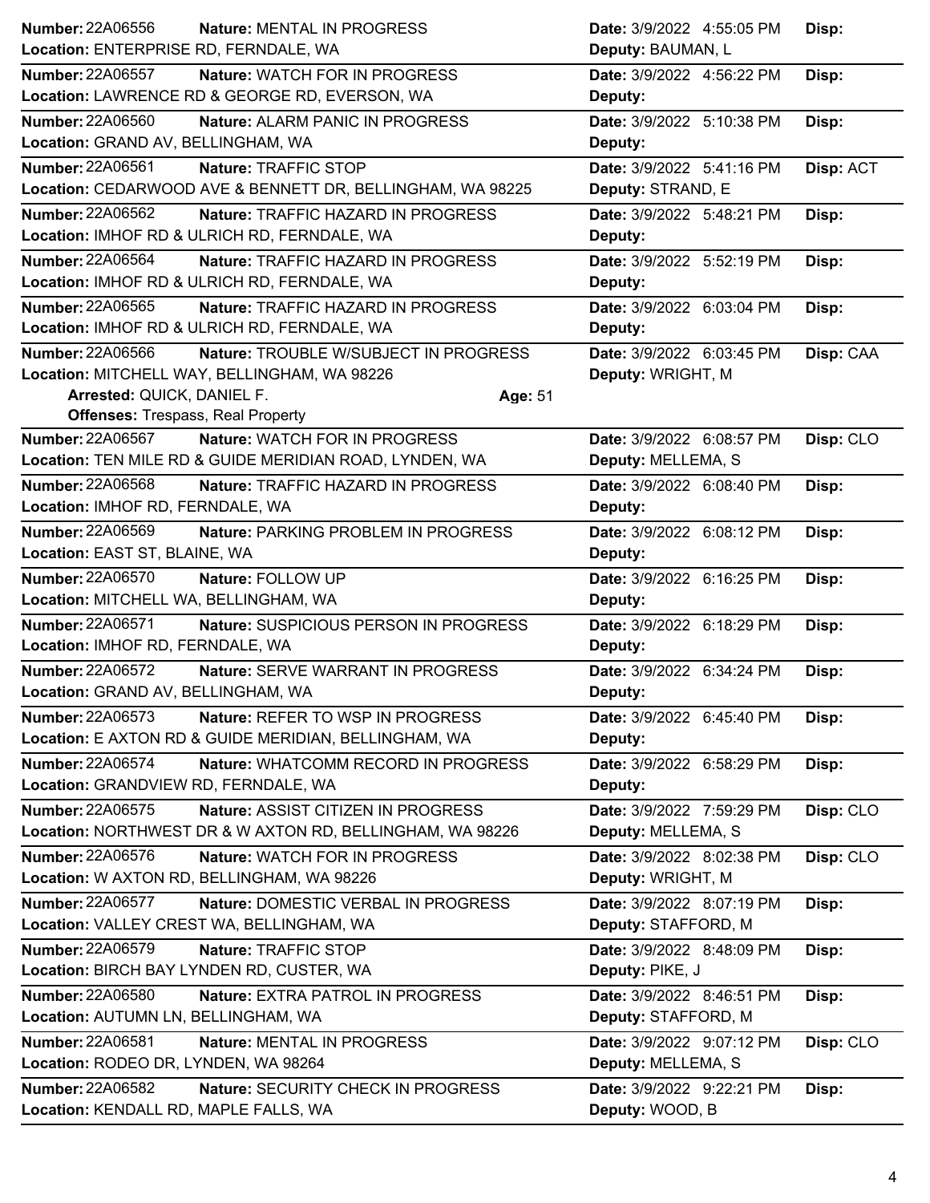**Number:** 22A06556 **Nature:** MENTAL IN PROGRESS **Date:** 3/9/2022 4:55:05 PM **Disp:**
**Location:** ENTERPRISE RD, FERNDALE, WA **Deputy:** BAUMAN, L

---

**Number:** 22A06557 **Nature:** WATCH FOR IN PROGRESS **Date:** 3/9/2022 4:56:22 PM **Disp:**
**Location:** LAWRENCE RD & GEORGE RD, EVERSON, WA **Deputy:**

---

**Number:** 22A06560 **Nature:** ALARM PANIC IN PROGRESS **Date:** 3/9/2022 5:10:38 PM **Disp:**
**Location:** GRAND AV, BELLINGHAM, WA **Deputy:**

---

**Number:** 22A06561 **Nature:** TRAFFIC STOP **Date:** 3/9/2022 5:41:16 PM **Disp:** ACT
**Location:** CEDARWOOD AVE & BENNETT DR, BELLINGHAM, WA 98225 **Deputy:** STRAND, E

---

**Number:** 22A06562 **Nature:** TRAFFIC HAZARD IN PROGRESS **Date:** 3/9/2022 5:48:21 PM **Disp:**
**Location:** IMHOF RD & ULRICH RD, FERNDALE, WA **Deputy:**

---

**Number:** 22A06564 **Nature:** TRAFFIC HAZARD IN PROGRESS **Date:** 3/9/2022 5:52:19 PM **Disp:**
**Location:** IMHOF RD & ULRICH RD, FERNDALE, WA **Deputy:**

---

**Number:** 22A06565 **Nature:** TRAFFIC HAZARD IN PROGRESS **Date:** 3/9/2022 6:03:04 PM **Disp:**
**Location:** IMHOF RD & ULRICH RD, FERNDALE, WA **Deputy:**

---

**Number:** 22A06566 **Nature:** TROUBLE W/SUBJECT IN PROGRESS **Date:** 3/9/2022 6:03:45 PM **Disp:** CAA
**Location:** MITCHELL WAY, BELLINGHAM, WA 98226 **Deputy:** WRIGHT, M
**Arrested:** QUICK, DANIEL F. **Age:** 51
**Offenses:** Trespass, Real Property

---

**Number:** 22A06567 **Nature:** WATCH FOR IN PROGRESS **Date:** 3/9/2022 6:08:57 PM **Disp:** CLO
**Location:** TEN MILE RD & GUIDE MERIDIAN ROAD, LYNDEN, WA **Deputy:** MELLEMA, S

---

**Number:** 22A06568 **Nature:** TRAFFIC HAZARD IN PROGRESS **Date:** 3/9/2022 6:08:40 PM **Disp:**
**Location:** IMHOF RD, FERNDALE, WA **Deputy:**

---

**Number:** 22A06569 **Nature:** PARKING PROBLEM IN PROGRESS **Date:** 3/9/2022 6:08:12 PM **Disp:**
**Location:** EAST ST, BLAINE, WA **Deputy:**

---

**Number:** 22A06570 **Nature:** FOLLOW UP **Date:** 3/9/2022 6:16:25 PM **Disp:**
**Location:** MITCHELL WA, BELLINGHAM, WA **Deputy:**

---

**Number:** 22A06571 **Nature:** SUSPICIOUS PERSON IN PROGRESS **Date:** 3/9/2022 6:18:29 PM **Disp:**
**Location:** IMHOF RD, FERNDALE, WA **Deputy:**

---

**Number:** 22A06572 **Nature:** SERVE WARRANT IN PROGRESS **Date:** 3/9/2022 6:34:24 PM **Disp:**
**Location:** GRAND AV, BELLINGHAM, WA **Deputy:**

---

**Number:** 22A06573 **Nature:** REFER TO WSP IN PROGRESS **Date:** 3/9/2022 6:45:40 PM **Disp:**
**Location:** E AXTON RD & GUIDE MERIDIAN, BELLINGHAM, WA **Deputy:**

---

**Number:** 22A06574 **Nature:** WHATCOMM RECORD IN PROGRESS **Date:** 3/9/2022 6:58:29 PM **Disp:**
**Location:** GRANDVIEW RD, FERNDALE, WA **Deputy:**

---

**Number:** 22A06575 **Nature:** ASSIST CITIZEN IN PROGRESS **Date:** 3/9/2022 7:59:29 PM **Disp:** CLO
**Location:** NORTHWEST DR & W AXTON RD, BELLINGHAM, WA 98226 **Deputy:** MELLEMA, S

---

**Number:** 22A06576 **Nature:** WATCH FOR IN PROGRESS **Date:** 3/9/2022 8:02:38 PM **Disp:** CLO
**Location:** W AXTON RD, BELLINGHAM, WA 98226 **Deputy:** WRIGHT, M

---

**Number:** 22A06577 **Nature:** DOMESTIC VERBAL IN PROGRESS **Date:** 3/9/2022 8:07:19 PM **Disp:**
**Location:** VALLEY CREST WA, BELLINGHAM, WA **Deputy:** STAFFORD, M

---

**Number:** 22A06579 **Nature:** TRAFFIC STOP **Date:** 3/9/2022 8:48:09 PM **Disp:**
**Location:** BIRCH BAY LYNDEN RD, CUSTER, WA **Deputy:** PIKE, J

---

**Number:** 22A06580 **Nature:** EXTRA PATROL IN PROGRESS **Date:** 3/9/2022 8:46:51 PM **Disp:**
**Location:** AUTUMN LN, BELLINGHAM, WA **Deputy:** STAFFORD, M

---

**Number:** 22A06581 **Nature:** MENTAL IN PROGRESS **Date:** 3/9/2022 9:07:12 PM **Disp:** CLO
**Location:** RODEO DR, LYNDEN, WA 98264 **Deputy:** MELLEMA, S

---

**Number:** 22A06582 **Nature:** SECURITY CHECK IN PROGRESS **Date:** 3/9/2022 9:22:21 PM **Disp:**
**Location:** KENDALL RD, MAPLE FALLS, WA **Deputy:** WOOD, B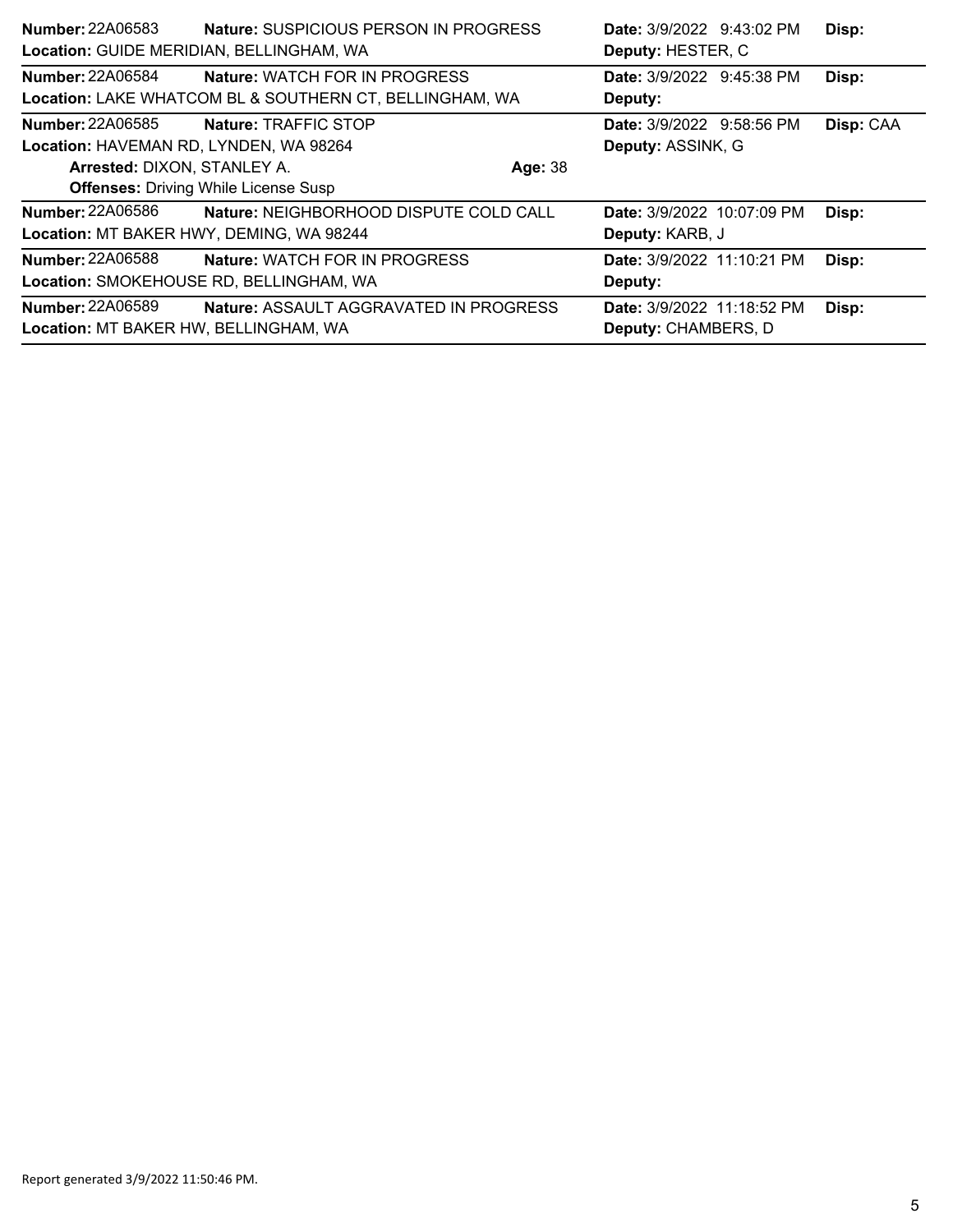**Number:** 22A06583 **Nature:** SUSPICIOUS PERSON IN PROGRESS **Date:** 3/9/2022 9:43:02 PM **Disp:**
**Location:** GUIDE MERIDIAN, BELLINGHAM, WA **Deputy:** HESTER, C

---

**Number:** 22A06584 **Nature:** WATCH FOR IN PROGRESS **Date:** 3/9/2022 9:45:38 PM **Disp:**
**Location:** LAKE WHATCOM BL & SOUTHERN CT, BELLINGHAM, WA **Deputy:**

---

**Number:** 22A06585 **Nature:** TRAFFIC STOP **Date:** 3/9/2022 9:58:56 PM **Disp:** CAA
**Location:** HAVEMAN RD, LYNDEN, WA 98264 **Deputy:** ASSINK, G
**Arrested:** DIXON, STANLEY A. **Age:** 38
**Offenses:** Driving While License Susp

---

**Number:** 22A06586 **Nature:** NEIGHBORHOOD DISPUTE COLD CALL **Date:** 3/9/2022 10:07:09 PM **Disp:**
**Location:** MT BAKER HWY, DEMING, WA 98244 **Deputy:** KARB, J

---

**Number:** 22A06588 **Nature:** WATCH FOR IN PROGRESS **Date:** 3/9/2022 11:10:21 PM **Disp:**
**Location:** SMOKEHOUSE RD, BELLINGHAM, WA **Deputy:**

---

**Number:** 22A06589 **Nature:** ASSAULT AGGRAVATED IN PROGRESS **Date:** 3/9/2022 11:18:52 PM **Disp:**
**Location:** MT BAKER HW, BELLINGHAM, WA **Deputy:** CHAMBERS, D

---

Report generated 3/9/2022 11:50:46 PM.